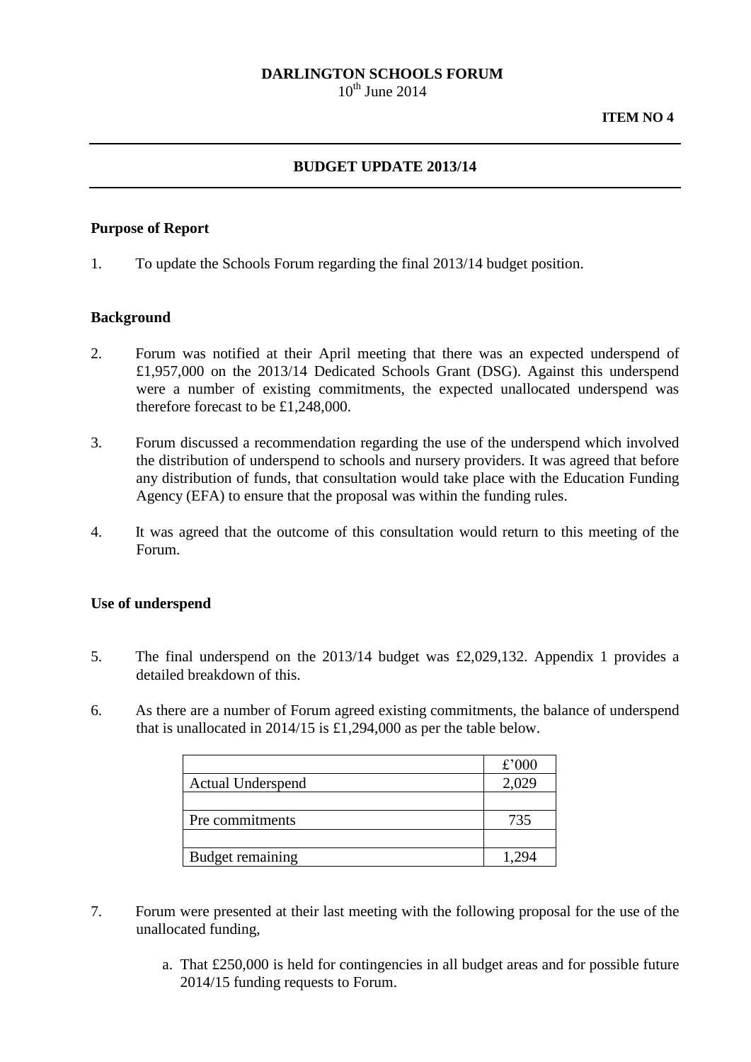**DARLINGTON SCHOOLS FORUM**
10th June 2014

**ITEM NO 4**

---

## BUDGET UPDATE 2013/14

---

### Purpose of Report

1. To update the Schools Forum regarding the final 2013/14 budget position.

### Background

2. Forum was notified at their April meeting that there was an expected underspend of £1,957,000 on the 2013/14 Dedicated Schools Grant (DSG). Against this underspend were a number of existing commitments, the expected unallocated underspend was therefore forecast to be £1,248,000.

3. Forum discussed a recommendation regarding the use of the underspend which involved the distribution of underspend to schools and nursery providers. It was agreed that before any distribution of funds, that consultation would take place with the Education Funding Agency (EFA) to ensure that the proposal was within the funding rules.

4. It was agreed that the outcome of this consultation would return to this meeting of the Forum.

### Use of underspend

5. The final underspend on the 2013/14 budget was £2,029,132. Appendix 1 provides a detailed breakdown of this.

6. As there are a number of Forum agreed existing commitments, the balance of underspend that is unallocated in 2014/15 is £1,294,000 as per the table below.

| | £'000 |
|---|---|
| Actual Underspend | 2,029 |
| | |
| Pre commitments | 735 |
| | |
| Budget remaining | 1,294 |

7. Forum were presented at their last meeting with the following proposal for the use of the unallocated funding,

   a. That £250,000 is held for contingencies in all budget areas and for possible future 2014/15 funding requests to Forum.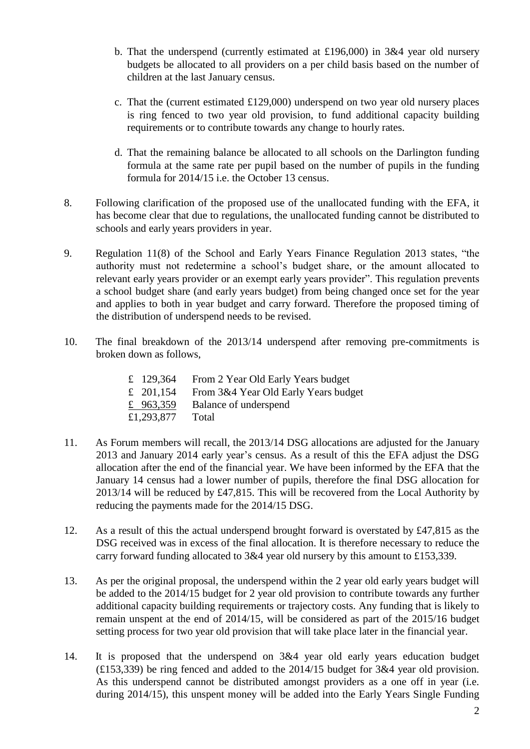b. That the underspend (currently estimated at £196,000) in 3&4 year old nursery budgets be allocated to all providers on a per child basis based on the number of children at the last January census.

c. That the (current estimated £129,000) underspend on two year old nursery places is ring fenced to two year old provision, to fund additional capacity building requirements or to contribute towards any change to hourly rates.

d. That the remaining balance be allocated to all schools on the Darlington funding formula at the same rate per pupil based on the number of pupils in the funding formula for 2014/15 i.e. the October 13 census.

8. Following clarification of the proposed use of the unallocated funding with the EFA, it has become clear that due to regulations, the unallocated funding cannot be distributed to schools and early years providers in year.

9. Regulation 11(8) of the School and Early Years Finance Regulation 2013 states, "the authority must not redetermine a school's budget share, or the amount allocated to relevant early years provider or an exempt early years provider". This regulation prevents a school budget share (and early years budget) from being changed once set for the year and applies to both in year budget and carry forward. Therefore the proposed timing of the distribution of underspend needs to be revised.

10. The final breakdown of the 2013/14 underspend after removing pre-commitments is broken down as follows,

| | |
|---|---|
| £ 129,364 | From 2 Year Old Early Years budget |
| £ 201,154 | From 3&4 Year Old Early Years budget |
| £ 963,359 | Balance of underspend |
| £1,293,877 | Total |

11. As Forum members will recall, the 2013/14 DSG allocations are adjusted for the January 2013 and January 2014 early year's census. As a result of this the EFA adjust the DSG allocation after the end of the financial year. We have been informed by the EFA that the January 14 census had a lower number of pupils, therefore the final DSG allocation for 2013/14 will be reduced by £47,815. This will be recovered from the Local Authority by reducing the payments made for the 2014/15 DSG.

12. As a result of this the actual underspend brought forward is overstated by £47,815 as the DSG received was in excess of the final allocation. It is therefore necessary to reduce the carry forward funding allocated to 3&4 year old nursery by this amount to £153,339.

13. As per the original proposal, the underspend within the 2 year old early years budget will be added to the 2014/15 budget for 2 year old provision to contribute towards any further additional capacity building requirements or trajectory costs. Any funding that is likely to remain unspent at the end of 2014/15, will be considered as part of the 2015/16 budget setting process for two year old provision that will take place later in the financial year.

14. It is proposed that the underspend on 3&4 year old early years education budget (£153,339) be ring fenced and added to the 2014/15 budget for 3&4 year old provision. As this underspend cannot be distributed amongst providers as a one off in year (i.e. during 2014/15), this unspent money will be added into the Early Years Single Funding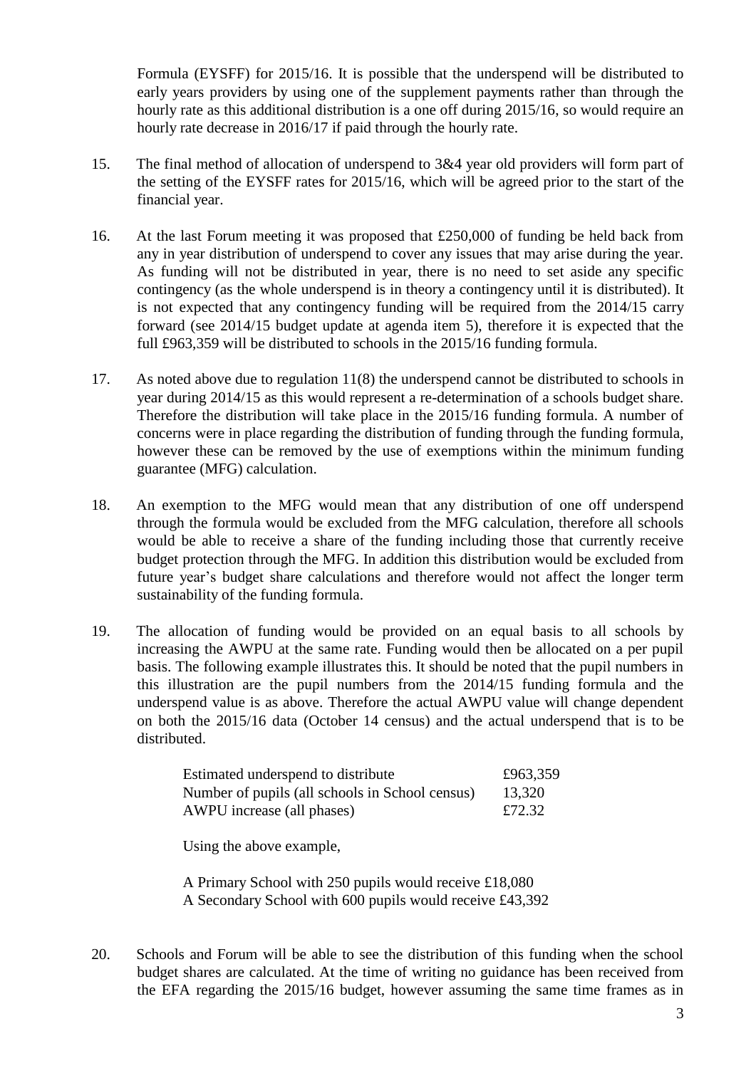Formula (EYSFF) for 2015/16. It is possible that the underspend will be distributed to early years providers by using one of the supplement payments rather than through the hourly rate as this additional distribution is a one off during 2015/16, so would require an hourly rate decrease in 2016/17 if paid through the hourly rate.

15. The final method of allocation of underspend to 3&4 year old providers will form part of the setting of the EYSFF rates for 2015/16, which will be agreed prior to the start of the financial year.

16. At the last Forum meeting it was proposed that £250,000 of funding be held back from any in year distribution of underspend to cover any issues that may arise during the year. As funding will not be distributed in year, there is no need to set aside any specific contingency (as the whole underspend is in theory a contingency until it is distributed). It is not expected that any contingency funding will be required from the 2014/15 carry forward (see 2014/15 budget update at agenda item 5), therefore it is expected that the full £963,359 will be distributed to schools in the 2015/16 funding formula.

17. As noted above due to regulation 11(8) the underspend cannot be distributed to schools in year during 2014/15 as this would represent a re-determination of a schools budget share. Therefore the distribution will take place in the 2015/16 funding formula. A number of concerns were in place regarding the distribution of funding through the funding formula, however these can be removed by the use of exemptions within the minimum funding guarantee (MFG) calculation.

18. An exemption to the MFG would mean that any distribution of one off underspend through the formula would be excluded from the MFG calculation, therefore all schools would be able to receive a share of the funding including those that currently receive budget protection through the MFG. In addition this distribution would be excluded from future year's budget share calculations and therefore would not affect the longer term sustainability of the funding formula.

19. The allocation of funding would be provided on an equal basis to all schools by increasing the AWPU at the same rate. Funding would then be allocated on a per pupil basis. The following example illustrates this. It should be noted that the pupil numbers in this illustration are the pupil numbers from the 2014/15 funding formula and the underspend value is as above. Therefore the actual AWPU value will change dependent on both the 2015/16 data (October 14 census) and the actual underspend that is to be distributed.

| | |
|---|---|
| Estimated underspend to distribute | £963,359 |
| Number of pupils (all schools in School census) | 13,320 |
| AWPU increase (all phases) | £72.32 |

Using the above example,

A Primary School with 250 pupils would receive £18,080
A Secondary School with 600 pupils would receive £43,392

20. Schools and Forum will be able to see the distribution of this funding when the school budget shares are calculated. At the time of writing no guidance has been received from the EFA regarding the 2015/16 budget, however assuming the same time frames as in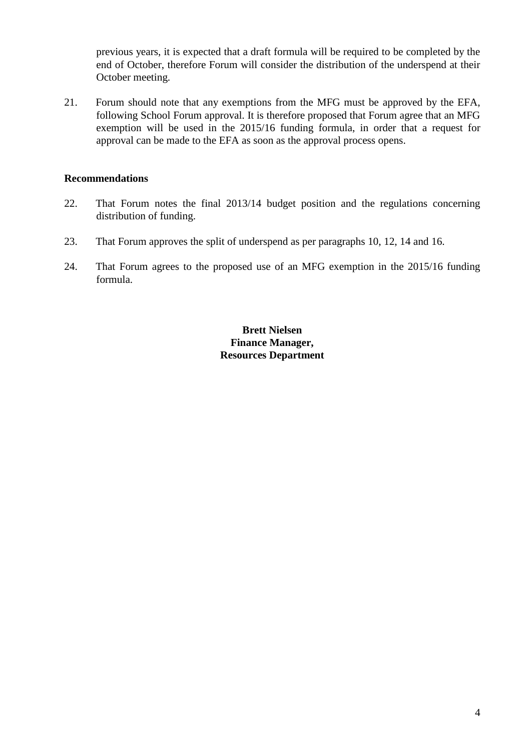previous years, it is expected that a draft formula will be required to be completed by the end of October, therefore Forum will consider the distribution of the underspend at their October meeting.

21. Forum should note that any exemptions from the MFG must be approved by the EFA, following School Forum approval. It is therefore proposed that Forum agree that an MFG exemption will be used in the 2015/16 funding formula, in order that a request for approval can be made to the EFA as soon as the approval process opens.

**Recommendations**

22. That Forum notes the final 2013/14 budget position and the regulations concerning distribution of funding.

23. That Forum approves the split of underspend as per paragraphs 10, 12, 14 and 16.

24. That Forum agrees to the proposed use of an MFG exemption in the 2015/16 funding formula.

**Brett Nielsen**
**Finance Manager,**
**Resources Department**